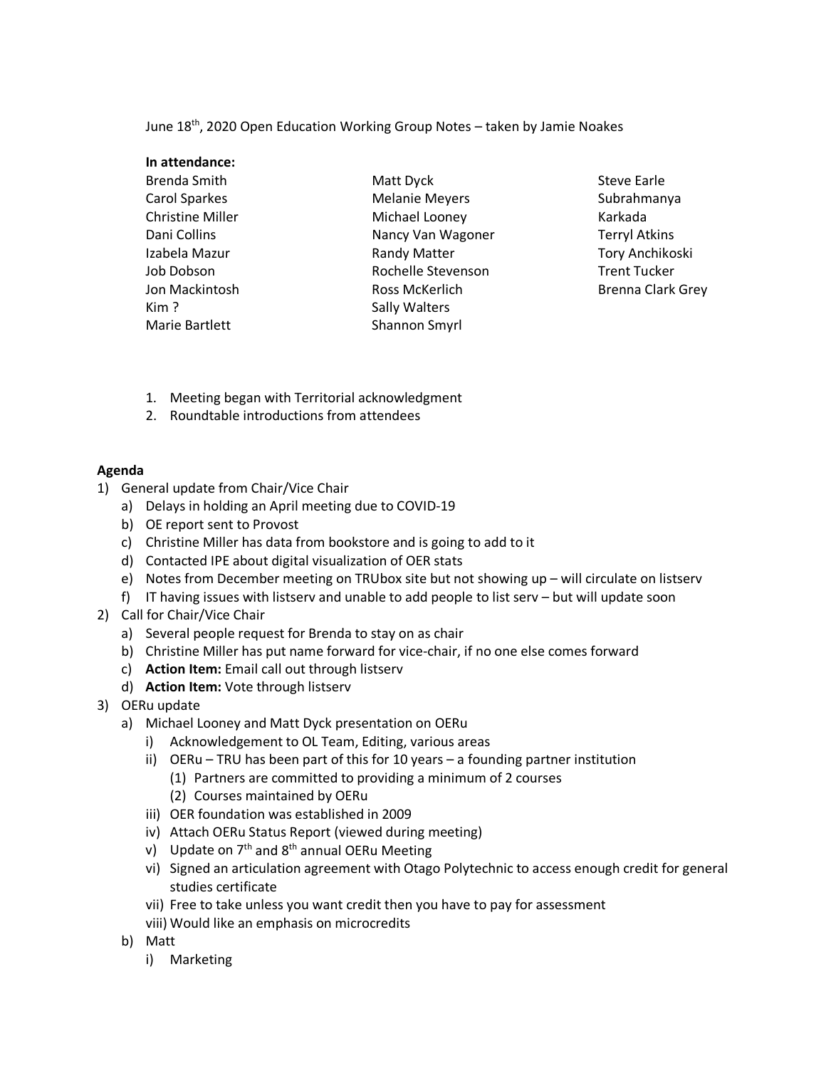June 18th, 2020 Open Education Working Group Notes – taken by Jamie Noakes

**In attendance:**

Brenda Smith
Carol Sparkes
Christine Miller
Dani Collins
Izabela Mazur
Job Dobson
Jon Mackintosh
Kim ?
Marie Bartlett
Matt Dyck
Melanie Meyers
Michael Looney
Nancy Van Wagoner
Randy Matter
Rochelle Stevenson
Ross McKerlich
Sally Walters
Shannon Smyrl
Steve Earle
Subrahmanya
Karkada
Terryl Atkins
Tory Anchikoski
Trent Tucker
Brenna Clark Grey

1. Meeting began with Territorial acknowledgment
2. Roundtable introductions from attendees

**Agenda**

1) General update from Chair/Vice Chair
   a) Delays in holding an April meeting due to COVID-19
   b) OE report sent to Provost
   c) Christine Miller has data from bookstore and is going to add to it
   d) Contacted IPE about digital visualization of OER stats
   e) Notes from December meeting on TRUbox site but not showing up – will circulate on listserv
   f) IT having issues with listserv and unable to add people to list serv – but will update soon
2) Call for Chair/Vice Chair
   a) Several people request for Brenda to stay on as chair
   b) Christine Miller has put name forward for vice-chair, if no one else comes forward
   c) **Action Item:** Email call out through listserv
   d) **Action Item:** Vote through listserv
3) OERu update
   a) Michael Looney and Matt Dyck presentation on OERu
      i) Acknowledgement to OL Team, Editing, various areas
      ii) OERu – TRU has been part of this for 10 years – a founding partner institution
         (1) Partners are committed to providing a minimum of 2 courses
         (2) Courses maintained by OERu
      iii) OER foundation was established in 2009
      iv) Attach OERu Status Report (viewed during meeting)
      v) Update on 7th and 8th annual OERu Meeting
      vi) Signed an articulation agreement with Otago Polytechnic to access enough credit for general studies certificate
      vii) Free to take unless you want credit then you have to pay for assessment
      viii) Would like an emphasis on microcredits
   b) Matt
      i) Marketing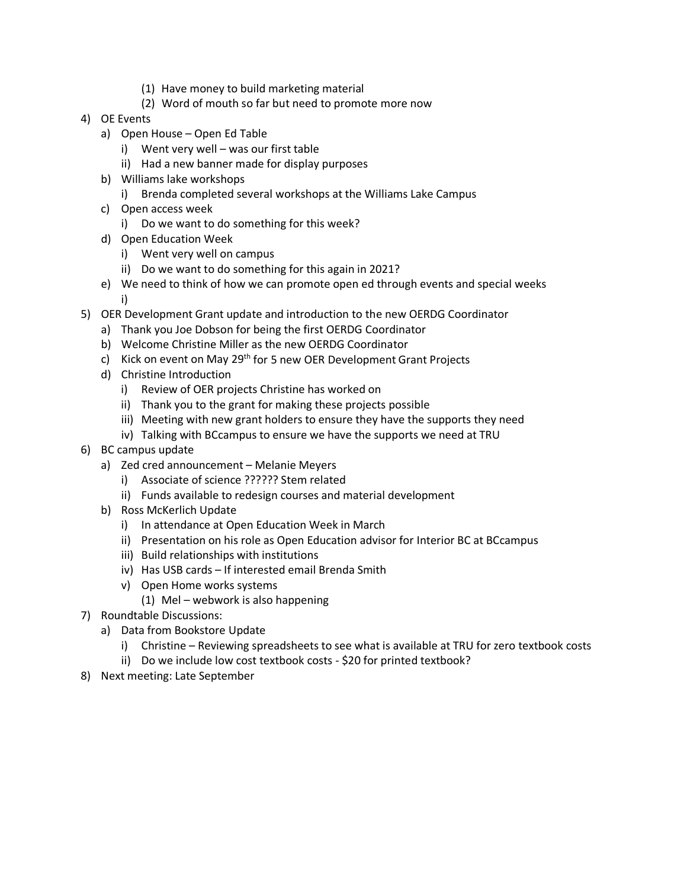(1) Have money to build marketing material
        (2) Word of mouth so far but need to promote more now

4) OE Events
    a) Open House – Open Ed Table
        i) Went very well – was our first table
        ii) Had a new banner made for display purposes
    b) Williams lake workshops
        i) Brenda completed several workshops at the Williams Lake Campus
    c) Open access week
        i) Do we want to do something for this week?
    d) Open Education Week
        i) Went very well on campus
        ii) Do we want to do something for this again in 2021?
    e) We need to think of how we can promote open ed through events and special weeks
        i)

5) OER Development Grant update and introduction to the new OERDG Coordinator
    a) Thank you Joe Dobson for being the first OERDG Coordinator
    b) Welcome Christine Miller as the new OERDG Coordinator
    c) Kick on event on May 29th for 5 new OER Development Grant Projects
    d) Christine Introduction
        i) Review of OER projects Christine has worked on
        ii) Thank you to the grant for making these projects possible
        iii) Meeting with new grant holders to ensure they have the supports they need
        iv) Talking with BCcampus to ensure we have the supports we need at TRU

6) BC campus update
    a) Zed cred announcement – Melanie Meyers
        i) Associate of science ?????? Stem related
        ii) Funds available to redesign courses and material development
    b) Ross McKerlich Update
        i) In attendance at Open Education Week in March
        ii) Presentation on his role as Open Education advisor for Interior BC at BCcampus
        iii) Build relationships with institutions
        iv) Has USB cards – If interested email Brenda Smith
        v) Open Home works systems
            (1) Mel – webwork is also happening

7) Roundtable Discussions:
    a) Data from Bookstore Update
        i) Christine – Reviewing spreadsheets to see what is available at TRU for zero textbook costs
        ii) Do we include low cost textbook costs - $20 for printed textbook?

8) Next meeting: Late September